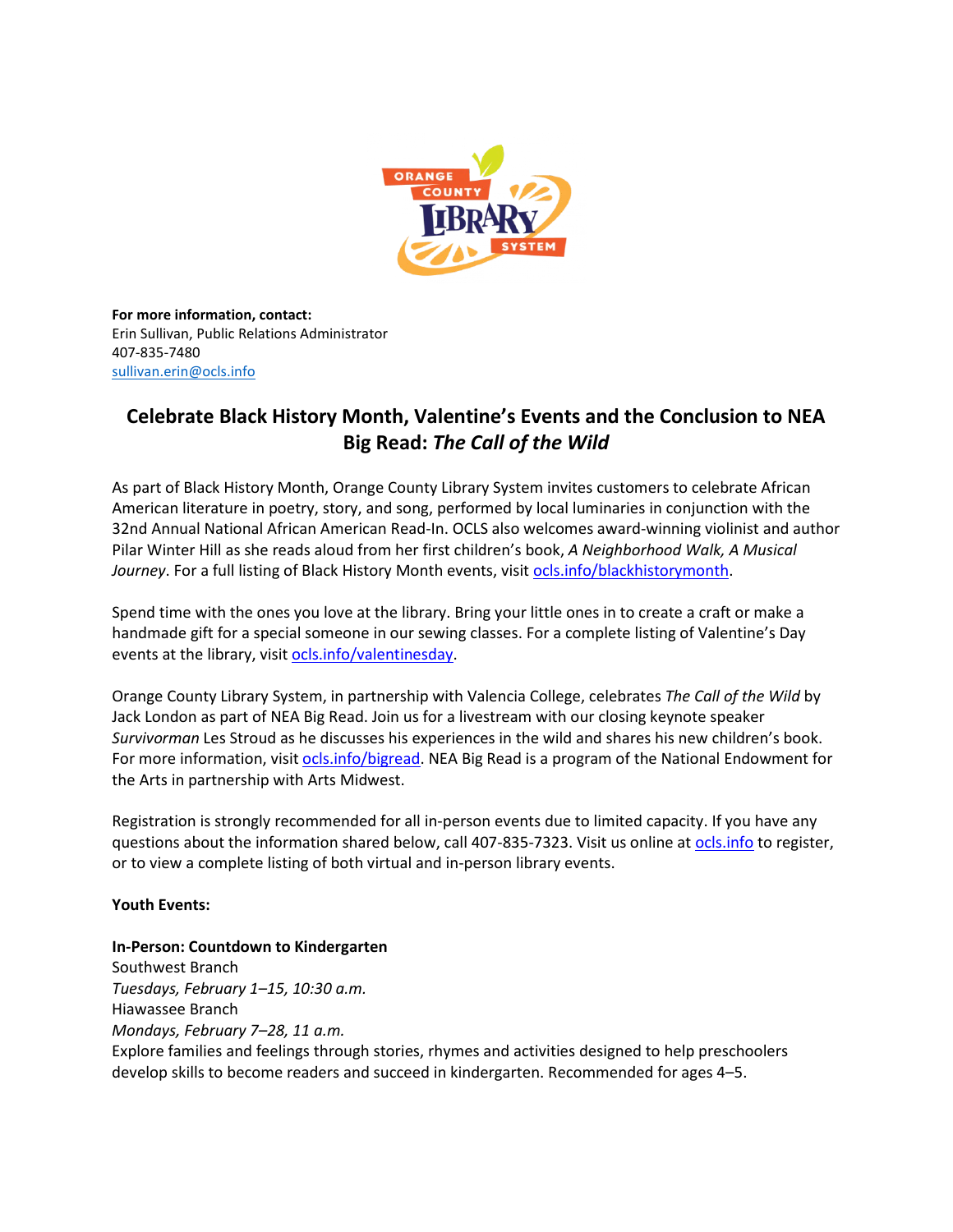**For more information, contact:**
Erin Sullivan, Public Relations Administrator
407-835-7480
sullivan.erin@ocls.info

# Celebrate Black History Month, Valentine's Events and the Conclusion to NEA Big Read: *The Call of the Wild*

As part of Black History Month, Orange County Library System invites customers to celebrate African American literature in poetry, story, and song, performed by local luminaries in conjunction with the 32nd Annual National African American Read-In. OCLS also welcomes award-winning violinist and author Pilar Winter Hill as she reads aloud from her first children's book, *A Neighborhood Walk, A Musical Journey*. For a full listing of Black History Month events, visit ocls.info/blackhistorymonth.

Spend time with the ones you love at the library. Bring your little ones in to create a craft or make a handmade gift for a special someone in our sewing classes. For a complete listing of Valentine's Day events at the library, visit ocls.info/valentinesday.

Orange County Library System, in partnership with Valencia College, celebrates *The Call of the Wild* by Jack London as part of NEA Big Read. Join us for a livestream with our closing keynote speaker *Survivorman* Les Stroud as he discusses his experiences in the wild and shares his new children's book. For more information, visit ocls.info/bigread. NEA Big Read is a program of the National Endowment for the Arts in partnership with Arts Midwest.

Registration is strongly recommended for all in-person events due to limited capacity. If you have any questions about the information shared below, call 407-835-7323. Visit us online at ocls.info to register, or to view a complete listing of both virtual and in-person library events.

**Youth Events:**

**In-Person: Countdown to Kindergarten**
Southwest Branch
*Tuesdays, February 1–15, 10:30 a.m.*
Hiawassee Branch
*Mondays, February 7–28, 11 a.m.*
Explore families and feelings through stories, rhymes and activities designed to help preschoolers develop skills to become readers and succeed in kindergarten. Recommended for ages 4–5.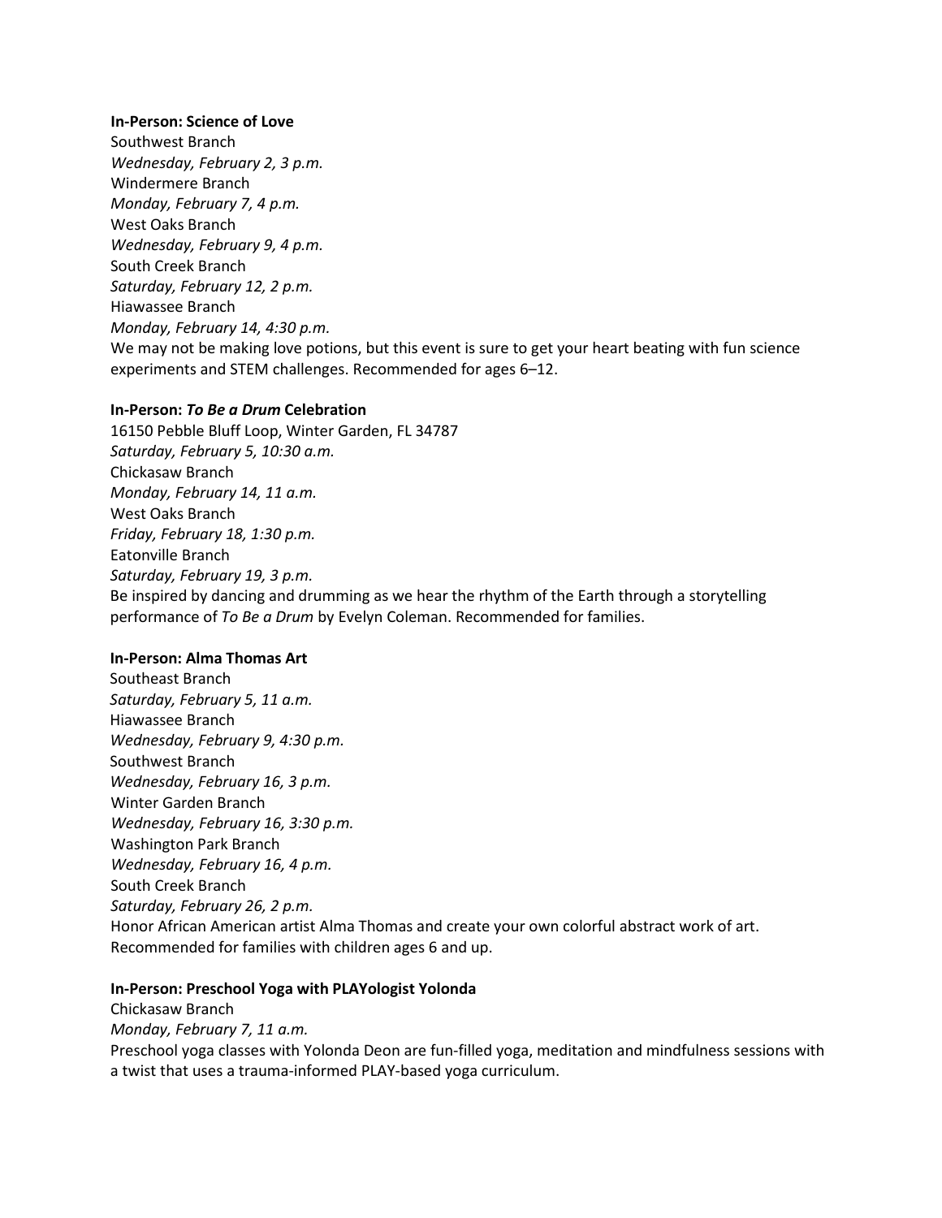**In-Person: Science of Love**
Southwest Branch
*Wednesday, February 2, 3 p.m.*
Windermere Branch
*Monday, February 7, 4 p.m.*
West Oaks Branch
*Wednesday, February 9, 4 p.m.*
South Creek Branch
*Saturday, February 12, 2 p.m.*
Hiawassee Branch
*Monday, February 14, 4:30 p.m.*
We may not be making love potions, but this event is sure to get your heart beating with fun science experiments and STEM challenges. Recommended for ages 6–12.

**In-Person: *To Be a Drum* Celebration**
16150 Pebble Bluff Loop, Winter Garden, FL 34787
*Saturday, February 5, 10:30 a.m.*
Chickasaw Branch
*Monday, February 14, 11 a.m.*
West Oaks Branch
*Friday, February 18, 1:30 p.m.*
Eatonville Branch
*Saturday, February 19, 3 p.m.*
Be inspired by dancing and drumming as we hear the rhythm of the Earth through a storytelling performance of *To Be a Drum* by Evelyn Coleman. Recommended for families.

**In-Person: Alma Thomas Art**
Southeast Branch
*Saturday, February 5, 11 a.m.*
Hiawassee Branch
*Wednesday, February 9, 4:30 p.m.*
Southwest Branch
*Wednesday, February 16, 3 p.m.*
Winter Garden Branch
*Wednesday, February 16, 3:30 p.m.*
Washington Park Branch
*Wednesday, February 16, 4 p.m.*
South Creek Branch
*Saturday, February 26, 2 p.m.*
Honor African American artist Alma Thomas and create your own colorful abstract work of art. Recommended for families with children ages 6 and up.

**In-Person: Preschool Yoga with PLAYologist Yolonda**
Chickasaw Branch
*Monday, February 7, 11 a.m.*
Preschool yoga classes with Yolonda Deon are fun-filled yoga, meditation and mindfulness sessions with a twist that uses a trauma-informed PLAY-based yoga curriculum.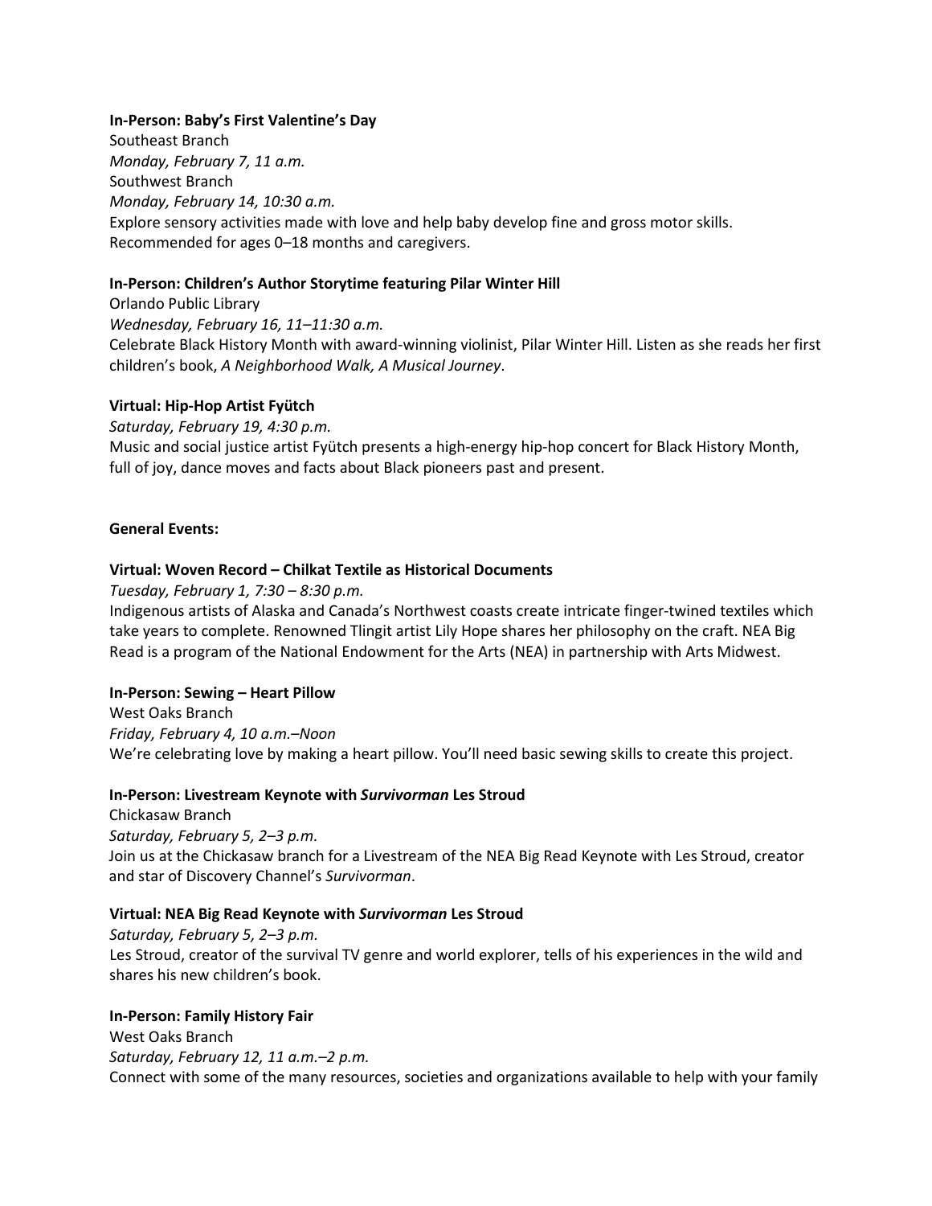**In-Person: Baby's First Valentine's Day**
Southeast Branch
*Monday, February 7, 11 a.m.*
Southwest Branch
*Monday, February 14, 10:30 a.m.*
Explore sensory activities made with love and help baby develop fine and gross motor skills. Recommended for ages 0–18 months and caregivers.

**In-Person: Children's Author Storytime featuring Pilar Winter Hill**
Orlando Public Library
*Wednesday, February 16, 11–11:30 a.m.*
Celebrate Black History Month with award-winning violinist, Pilar Winter Hill. Listen as she reads her first children's book, *A Neighborhood Walk, A Musical Journey*.

**Virtual: Hip-Hop Artist Fyütch**
*Saturday, February 19, 4:30 p.m.*
Music and social justice artist Fyütch presents a high-energy hip-hop concert for Black History Month, full of joy, dance moves and facts about Black pioneers past and present.

**General Events:**

**Virtual: Woven Record – Chilkat Textile as Historical Documents**
*Tuesday, February 1, 7:30 – 8:30 p.m.*
Indigenous artists of Alaska and Canada's Northwest coasts create intricate finger-twined textiles which take years to complete. Renowned Tlingit artist Lily Hope shares her philosophy on the craft. NEA Big Read is a program of the National Endowment for the Arts (NEA) in partnership with Arts Midwest.

**In-Person: Sewing – Heart Pillow**
West Oaks Branch
*Friday, February 4, 10 a.m.–Noon*
We're celebrating love by making a heart pillow. You'll need basic sewing skills to create this project.

**In-Person: Livestream Keynote with *Survivorman* Les Stroud**
Chickasaw Branch
*Saturday, February 5, 2–3 p.m.*
Join us at the Chickasaw branch for a Livestream of the NEA Big Read Keynote with Les Stroud, creator and star of Discovery Channel's *Survivorman*.

**Virtual: NEA Big Read Keynote with *Survivorman* Les Stroud**
*Saturday, February 5, 2–3 p.m.*
Les Stroud, creator of the survival TV genre and world explorer, tells of his experiences in the wild and shares his new children's book.

**In-Person: Family History Fair**
West Oaks Branch
*Saturday, February 12, 11 a.m.–2 p.m.*
Connect with some of the many resources, societies and organizations available to help with your family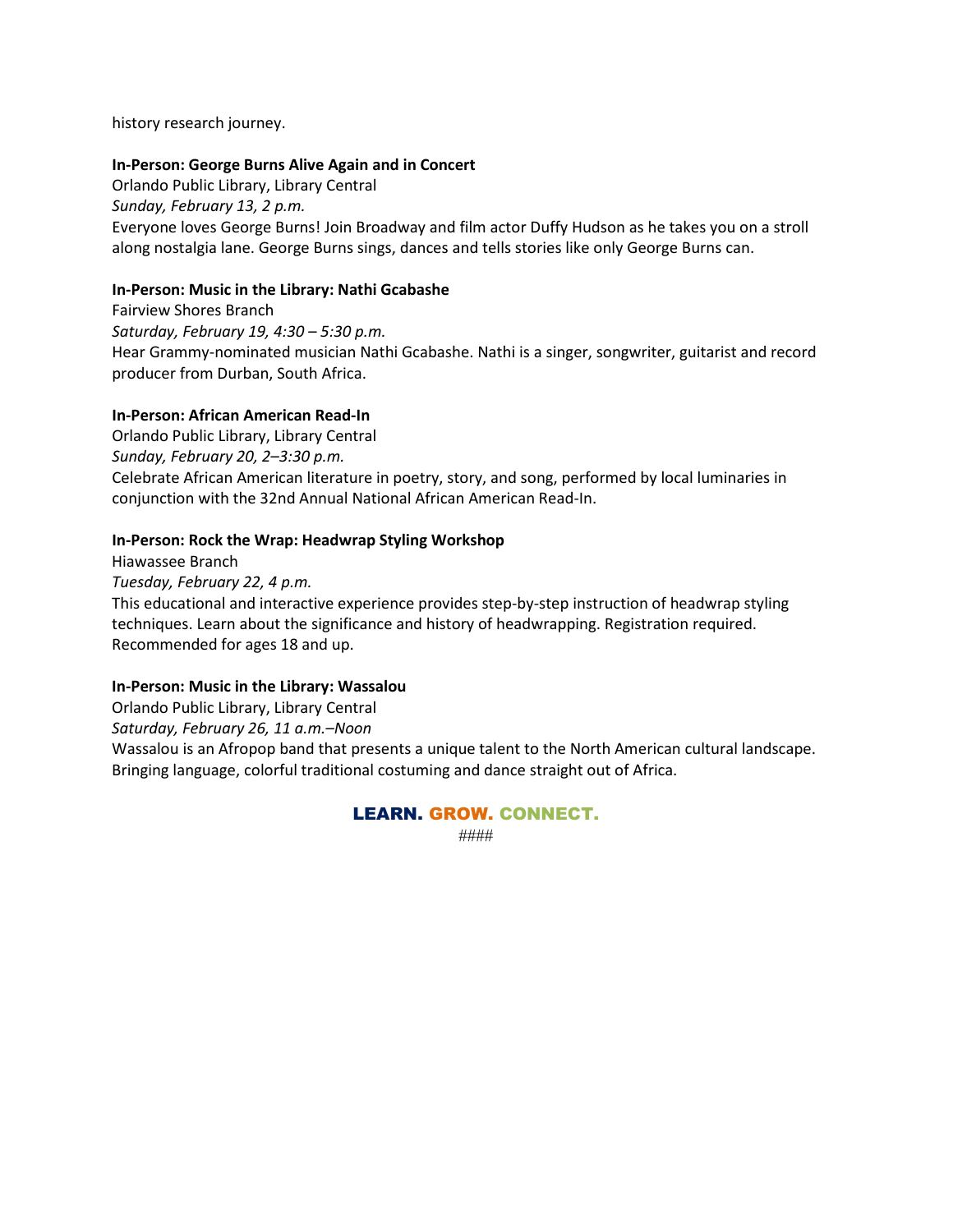history research journey.

**In-Person: George Burns Alive Again and in Concert**
Orlando Public Library, Library Central
*Sunday, February 13, 2 p.m.*
Everyone loves George Burns! Join Broadway and film actor Duffy Hudson as he takes you on a stroll along nostalgia lane. George Burns sings, dances and tells stories like only George Burns can.

**In-Person: Music in the Library: Nathi Gcabashe**
Fairview Shores Branch
*Saturday, February 19, 4:30 – 5:30 p.m.*
Hear Grammy-nominated musician Nathi Gcabashe. Nathi is a singer, songwriter, guitarist and record producer from Durban, South Africa.

**In-Person: African American Read-In**
Orlando Public Library, Library Central
*Sunday, February 20, 2–3:30 p.m.*
Celebrate African American literature in poetry, story, and song, performed by local luminaries in conjunction with the 32nd Annual National African American Read-In.

**In-Person: Rock the Wrap: Headwrap Styling Workshop**
Hiawassee Branch
*Tuesday, February 22, 4 p.m.*
This educational and interactive experience provides step-by-step instruction of headwrap styling techniques. Learn about the significance and history of headwrapping. Registration required. Recommended for ages 18 and up.

**In-Person: Music in the Library: Wassalou**
Orlando Public Library, Library Central
*Saturday, February 26, 11 a.m.–Noon*
Wassalou is an Afropop band that presents a unique talent to the North American cultural landscape. Bringing language, colorful traditional costuming and dance straight out of Africa.

**LEARN. GROW. CONNECT.**

####